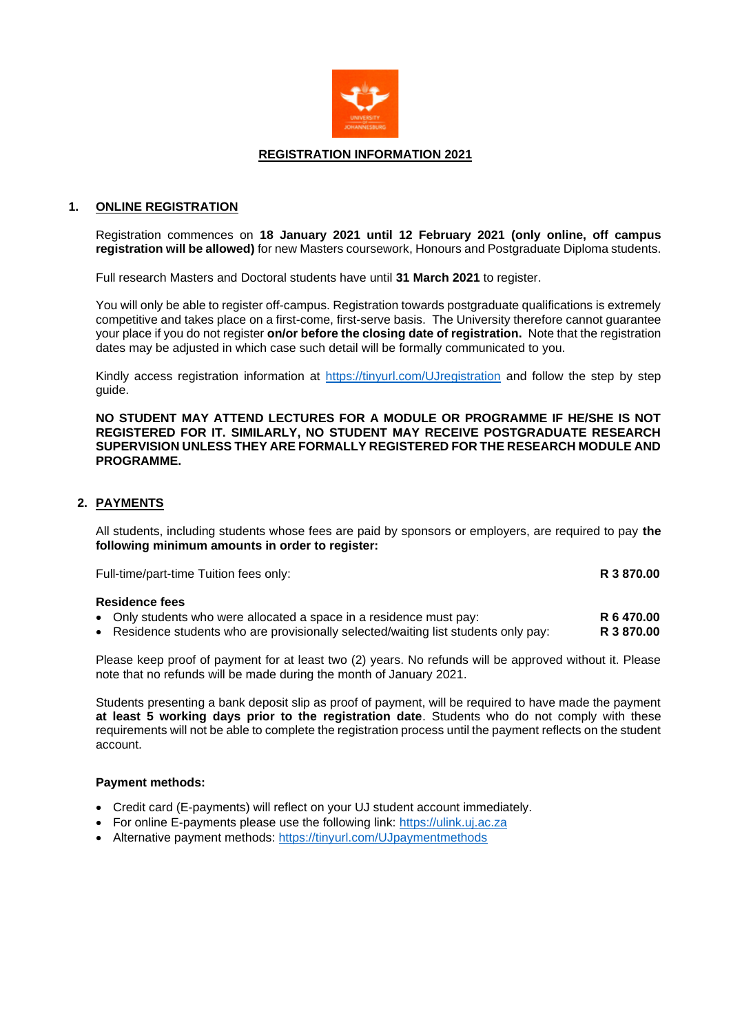# REGISTRATION INFORMATION 2021

## 1. ONLINE REGISTRATION

Registration commences on **18 January 2021 until 12 February 2021 (only online, off campus registration will be allowed)** for new Masters coursework, Honours and Postgraduate Diploma students.

Full research Masters and Doctoral students have until **31 March 2021** to register.

You will only be able to register off-campus. Registration towards postgraduate qualifications is extremely competitive and takes place on a first-come, first-serve basis. The University therefore cannot guarantee your place if you do not register **on/or before the closing date of registration.** Note that the registration dates may be adjusted in which case such detail will be formally communicated to you.

Kindly access registration information at https://tinyurl.com/UJregistration and follow the step by step guide.

**NO STUDENT MAY ATTEND LECTURES FOR A MODULE OR PROGRAMME IF HE/SHE IS NOT REGISTERED FOR IT. SIMILARLY, NO STUDENT MAY RECEIVE POSTGRADUATE RESEARCH SUPERVISION UNLESS THEY ARE FORMALLY REGISTERED FOR THE RESEARCH MODULE AND PROGRAMME.**

## 2. PAYMENTS

All students, including students whose fees are paid by sponsors or employers, are required to pay **the following minimum amounts in order to register:**

Full-time/part-time Tuition fees only: **R 3 870.00**

**Residence fees**

- Only students who were allocated a space in a residence must pay: **R 6 470.00**
- Residence students who are provisionally selected/waiting list students only pay: **R 3 870.00**

Please keep proof of payment for at least two (2) years. No refunds will be approved without it. Please note that no refunds will be made during the month of January 2021.

Students presenting a bank deposit slip as proof of payment, will be required to have made the payment **at least 5 working days prior to the registration date**. Students who do not comply with these requirements will not be able to complete the registration process until the payment reflects on the student account.

**Payment methods:**

- Credit card (E-payments) will reflect on your UJ student account immediately.
- For online E-payments please use the following link: https://ulink.uj.ac.za
- Alternative payment methods: https://tinyurl.com/UJpaymentmethods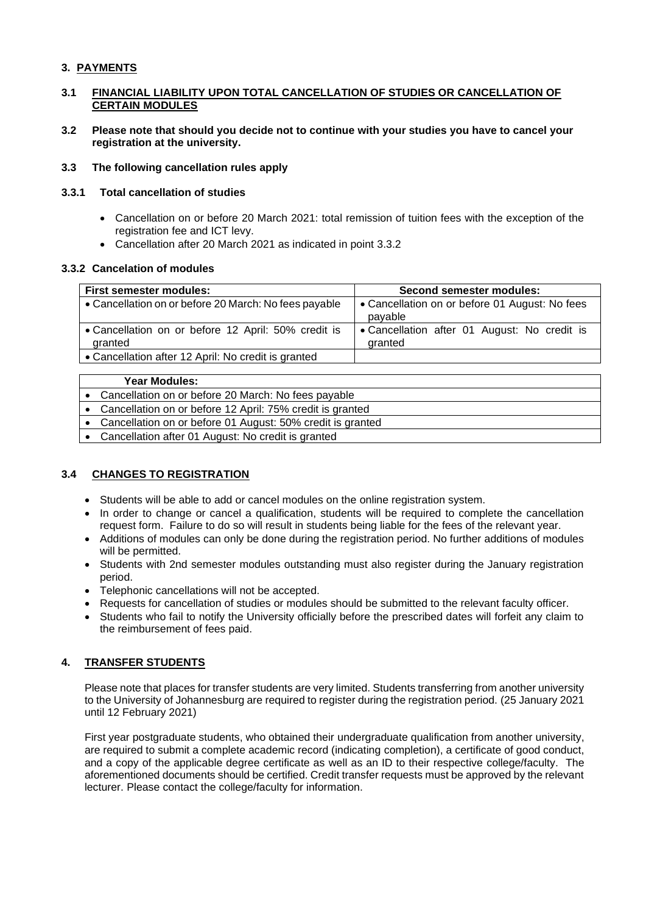## 3. PAYMENTS

### 3.1 FINANCIAL LIABILITY UPON TOTAL CANCELLATION OF STUDIES OR CANCELLATION OF CERTAIN MODULES

**3.2 Please note that should you decide not to continue with your studies you have to cancel your registration at the university.**

**3.3 The following cancellation rules apply**

#### 3.3.1 Total cancellation of studies

- Cancellation on or before 20 March 2021: total remission of tuition fees with the exception of the registration fee and ICT levy.
- Cancellation after 20 March 2021 as indicated in point 3.3.2

#### 3.3.2 Cancelation of modules

| First semester modules: | Second semester modules: |
| --- | --- |
| • Cancellation on or before 20 March: No fees payable | • Cancellation on or before 01 August: No fees payable |
| • Cancellation on or before 12 April: 50% credit is granted | • Cancellation after 01 August: No credit is granted |
| • Cancellation after 12 April: No credit is granted | |

| Year Modules: |
| --- |
| • Cancellation on or before 20 March: No fees payable |
| • Cancellation on or before 12 April: 75% credit is granted |
| • Cancellation on or before 01 August: 50% credit is granted |
| • Cancellation after 01 August: No credit is granted |

### 3.4 CHANGES TO REGISTRATION

- Students will be able to add or cancel modules on the online registration system.
- In order to change or cancel a qualification, students will be required to complete the cancellation request form. Failure to do so will result in students being liable for the fees of the relevant year.
- Additions of modules can only be done during the registration period. No further additions of modules will be permitted.
- Students with 2nd semester modules outstanding must also register during the January registration period.
- Telephonic cancellations will not be accepted.
- Requests for cancellation of studies or modules should be submitted to the relevant faculty officer.
- Students who fail to notify the University officially before the prescribed dates will forfeit any claim to the reimbursement of fees paid.

## 4. TRANSFER STUDENTS

Please note that places for transfer students are very limited. Students transferring from another university to the University of Johannesburg are required to register during the registration period. (25 January 2021 until 12 February 2021)

First year postgraduate students, who obtained their undergraduate qualification from another university, are required to submit a complete academic record (indicating completion), a certificate of good conduct, and a copy of the applicable degree certificate as well as an ID to their respective college/faculty. The aforementioned documents should be certified. Credit transfer requests must be approved by the relevant lecturer. Please contact the college/faculty for information.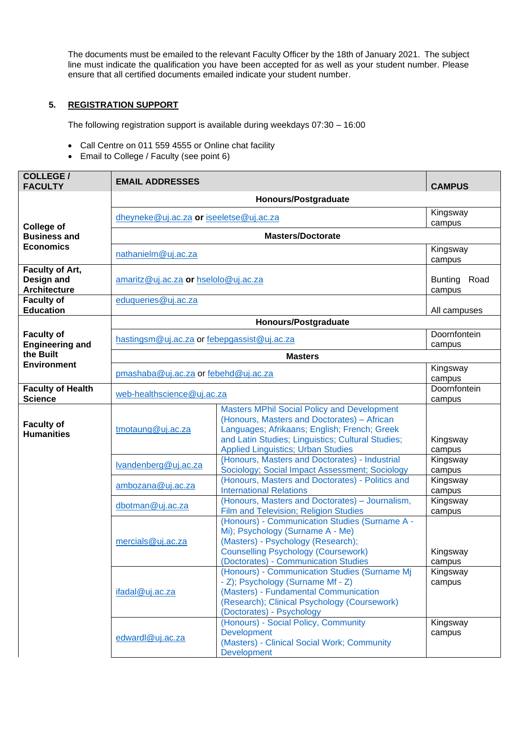The documents must be emailed to the relevant Faculty Officer by the 18th of January 2021. The subject line must indicate the qualification you have been accepted for as well as your student number. Please ensure that all certified documents emailed indicate your student number.

## 5. REGISTRATION SUPPORT

The following registration support is available during weekdays 07:30 – 16:00

- Call Centre on 011 559 4555 or Online chat facility
- Email to College / Faculty (see point 6)

| COLLEGE / FACULTY | EMAIL ADDRESSES | | CAMPUS |
|---|---|---|---|
| **College of Business and Economics** | **Honours/Postgraduate** | | |
| | dheyneke@uj.ac.za **or** iseeletse@uj.ac.za | | Kingsway campus |
| | **Masters/Doctorate** | | |
| | nathanielm@uj.ac.za | | Kingsway campus |
| **Faculty of Art, Design and Architecture** | amaritz@uj.ac.za **or** hselolo@uj.ac.za | | Bunting Road campus |
| **Faculty of Education** | eduqueries@uj.ac.za | | All campuses |
| **Faculty of Engineering and the Built Environment** | **Honours/Postgraduate** | | |
| | hastingsm@uj.ac.za or febepgassist@uj.ac.za | | Doornfontein campus |
| | **Masters** | | |
| | pmashaba@uj.ac.za or febehd@uj.ac.za | | Kingsway campus |
| **Faculty of Health Science** | web-healthscience@uj.ac.za | | Doornfontein campus |
| **Faculty of Humanities** | tmotaung@uj.ac.za | Masters MPhil Social Policy and Development (Honours, Masters and Doctorates) – African Languages; Afrikaans; English; French; Greek and Latin Studies; Linguistics; Cultural Studies; Applied Linguistics; Urban Studies | Kingsway campus |
| | lvandenberg@uj.ac.za | (Honours, Masters and Doctorates) - Industrial Sociology; Social Impact Assessment; Sociology | Kingsway campus |
| | ambozana@uj.ac.za | (Honours, Masters and Doctorates) - Politics and International Relations | Kingsway campus |
| | dbotman@uj.ac.za | (Honours, Masters and Doctorates) – Journalism, Film and Television; Religion Studies | Kingsway campus |
| | mercials@uj.ac.za | (Honours) - Communication Studies (Surname A - Mi); Psychology (Surname A - Me) (Masters) - Psychology (Research); Counselling Psychology (Coursework) (Doctorates) - Communication Studies | Kingsway campus |
| | ifadal@uj.ac.za | (Honours) - Communication Studies (Surname Mj - Z); Psychology (Surname Mf - Z) (Masters) - Fundamental Communication (Research); Clinical Psychology (Coursework) (Doctorates) - Psychology | Kingsway campus |
| | edwardl@uj.ac.za | (Honours) - Social Policy, Community Development (Masters) - Clinical Social Work; Community Development | Kingsway campus |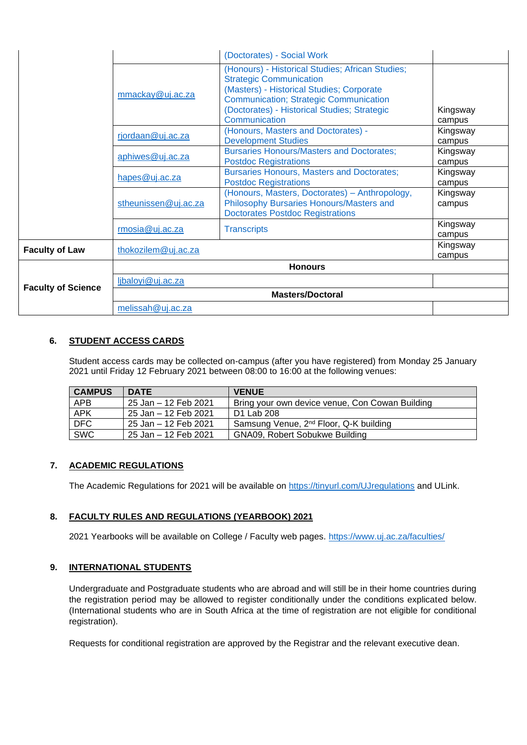| | | | |
|---|---|---|---|
| | | (Doctorates) - Social Work | |
| | mmackay@uj.ac.za | (Honours) - Historical Studies; African Studies; Strategic Communication (Masters) - Historical Studies; Corporate Communication; Strategic Communication (Doctorates) - Historical Studies; Strategic Communication | Kingsway campus |
| | rjordaan@uj.ac.za | (Honours, Masters and Doctorates) - Development Studies | Kingsway campus |
| | aphiwes@uj.ac.za | Bursaries Honours/Masters and Doctorates; Postdoc Registrations | Kingsway campus |
| | hapes@uj.ac.za | Bursaries Honours, Masters and Doctorates; Postdoc Registrations | Kingsway campus |
| | stheunissen@uj.ac.za | (Honours, Masters, Doctorates) – Anthropology, Philosophy Bursaries Honours/Masters and Doctorates Postdoc Registrations | Kingsway campus |
| | rmosia@uj.ac.za | Transcripts | Kingsway campus |
| **Faculty of Law** | thokozilem@uj.ac.za | | Kingsway campus |
| **Faculty of Science** | **Honours** | | |
| | ljbaloyi@uj.ac.za | | |
| | **Masters/Doctoral** | | |
| | melissah@uj.ac.za | | |

## 6. STUDENT ACCESS CARDS

Student access cards may be collected on-campus (after you have registered) from Monday 25 January 2021 until Friday 12 February 2021 between 08:00 to 16:00 at the following venues:

| CAMPUS | DATE | VENUE |
|---|---|---|
| APB | 25 Jan – 12 Feb 2021 | Bring your own device venue, Con Cowan Building |
| APK | 25 Jan – 12 Feb 2021 | D1 Lab 208 |
| DFC | 25 Jan – 12 Feb 2021 | Samsung Venue, 2nd Floor, Q-K building |
| SWC | 25 Jan – 12 Feb 2021 | GNA09, Robert Sobukwe Building |

## 7. ACADEMIC REGULATIONS

The Academic Regulations for 2021 will be available on https://tinyurl.com/UJregulations and ULink.

## 8. FACULTY RULES AND REGULATIONS (YEARBOOK) 2021

2021 Yearbooks will be available on College / Faculty web pages. https://www.uj.ac.za/faculties/

## 9. INTERNATIONAL STUDENTS

Undergraduate and Postgraduate students who are abroad and will still be in their home countries during the registration period may be allowed to register conditionally under the conditions explicated below. (International students who are in South Africa at the time of registration are not eligible for conditional registration).

Requests for conditional registration are approved by the Registrar and the relevant executive dean.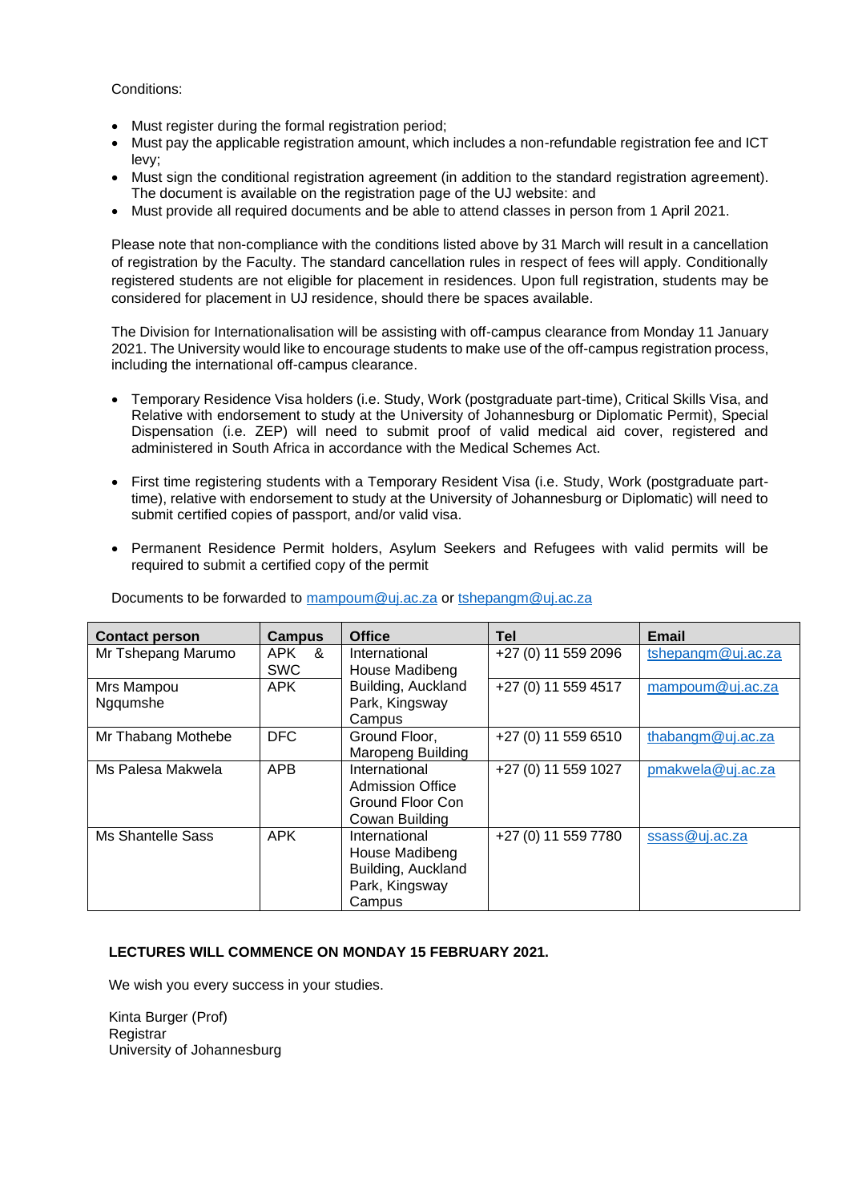Conditions:

- Must register during the formal registration period;
- Must pay the applicable registration amount, which includes a non-refundable registration fee and ICT levy;
- Must sign the conditional registration agreement (in addition to the standard registration agreement). The document is available on the registration page of the UJ website: and
- Must provide all required documents and be able to attend classes in person from 1 April 2021.

Please note that non-compliance with the conditions listed above by 31 March will result in a cancellation of registration by the Faculty. The standard cancellation rules in respect of fees will apply. Conditionally registered students are not eligible for placement in residences. Upon full registration, students may be considered for placement in UJ residence, should there be spaces available.

The Division for Internationalisation will be assisting with off-campus clearance from Monday 11 January 2021. The University would like to encourage students to make use of the off-campus registration process, including the international off-campus clearance.

- Temporary Residence Visa holders (i.e. Study, Work (postgraduate part-time), Critical Skills Visa, and Relative with endorsement to study at the University of Johannesburg or Diplomatic Permit), Special Dispensation (i.e. ZEP) will need to submit proof of valid medical aid cover, registered and administered in South Africa in accordance with the Medical Schemes Act.

- First time registering students with a Temporary Resident Visa (i.e. Study, Work (postgraduate part-time), relative with endorsement to study at the University of Johannesburg or Diplomatic) will need to submit certified copies of passport, and/or valid visa.

- Permanent Residence Permit holders, Asylum Seekers and Refugees with valid permits will be required to submit a certified copy of the permit

Documents to be forwarded to mampoum@uj.ac.za or tshepangm@uj.ac.za

| Contact person | Campus | Office | Tel | Email |
|---|---|---|---|---|
| Mr Tshepang Marumo | APK & SWC | International House Madibeng Building, Auckland Park, Kingsway Campus | +27 (0) 11 559 2096 | tshepangm@uj.ac.za |
| Mrs Mampou Ngqumshe | APK | | +27 (0) 11 559 4517 | mampoum@uj.ac.za |
| Mr Thabang Mothebe | DFC | Ground Floor, Maropeng Building | +27 (0) 11 559 6510 | thabangm@uj.ac.za |
| Ms Palesa Makwela | APB | International Admission Office Ground Floor Con Cowan Building | +27 (0) 11 559 1027 | pmakwela@uj.ac.za |
| Ms Shantelle Sass | APK | International House Madibeng Building, Auckland Park, Kingsway Campus | +27 (0) 11 559 7780 | ssass@uj.ac.za |

**LECTURES WILL COMMENCE ON MONDAY 15 FEBRUARY 2021.**

We wish you every success in your studies.

Kinta Burger (Prof)
Registrar
University of Johannesburg